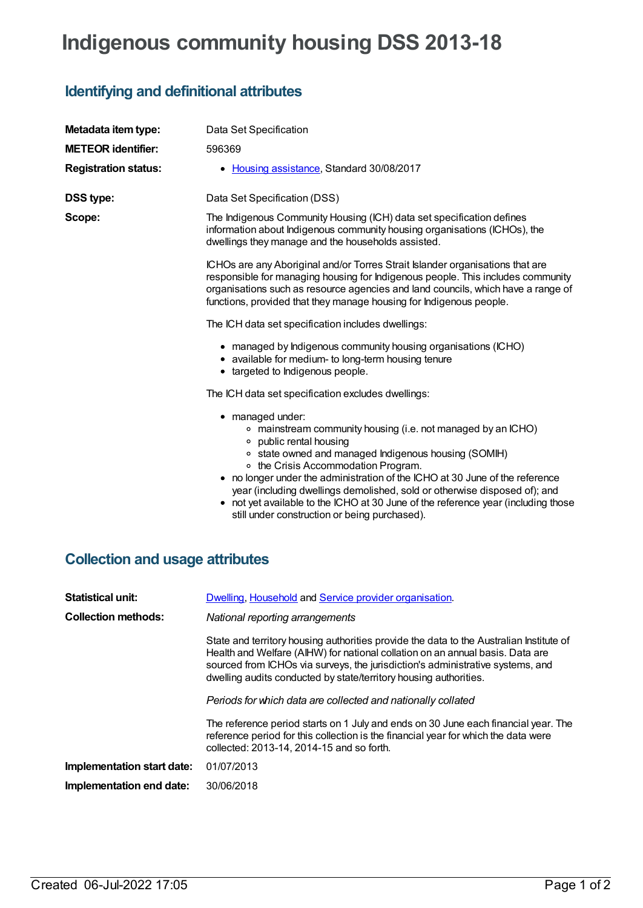# Indigenous community housing DSS 2013-18

## Identifying and definitional attributes

| | |
|---|---|
| **Metadata item type:** | Data Set Specification |
| **METEOR identifier:** | 596369 |
| **Registration status:** | • Housing assistance, Standard 30/08/2017 |
| **DSS type:** | Data Set Specification (DSS) |
| **Scope:** | The Indigenous Community Housing (ICH) data set specification defines information about Indigenous community housing organisations (ICHOs), the dwellings they manage and the households assisted. |

ICHOs are any Aboriginal and/or Torres Strait Islander organisations that are responsible for managing housing for Indigenous people. This includes community organisations such as resource agencies and land councils, which have a range of functions, provided that they manage housing for Indigenous people.

The ICH data set specification includes dwellings:

- managed by Indigenous community housing organisations (ICHO)
- available for medium- to long-term housing tenure
- targeted to Indigenous people.

The ICH data set specification excludes dwellings:

- managed under:
  - mainstream community housing (i.e. not managed by an ICHO)
  - public rental housing
  - state owned and managed Indigenous housing (SOMIH)
  - the Crisis Accommodation Program.
- no longer under the administration of the ICHO at 30 June of the reference year (including dwellings demolished, sold or otherwise disposed of); and
- not yet available to the ICHO at 30 June of the reference year (including those still under construction or being purchased).

## Collection and usage attributes

**Statistical unit:** Dwelling, Household and Service provider organisation.

**Collection methods:** *National reporting arrangements*

State and territory housing authorities provide the data to the Australian Institute of Health and Welfare (AIHW) for national collation on an annual basis. Data are sourced from ICHOs via surveys, the jurisdiction's administrative systems, and dwelling audits conducted by state/territory housing authorities.

*Periods for which data are collected and nationally collated*

The reference period starts on 1 July and ends on 30 June each financial year. The reference period for this collection is the financial year for which the data were collected: 2013-14, 2014-15 and so forth.

**Implementation start date:** 01/07/2013

**Implementation end date:** 30/06/2018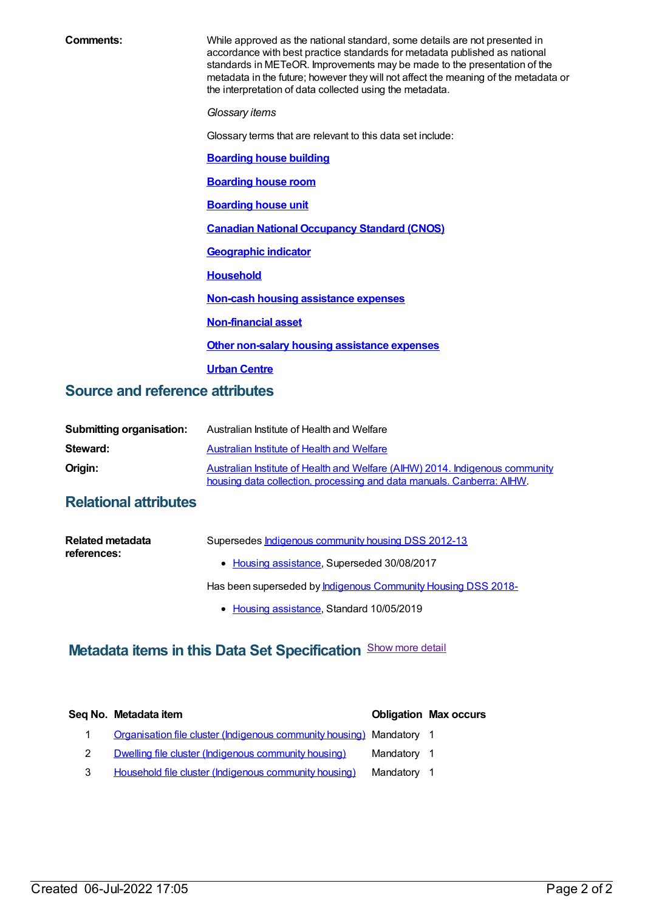**Comments:** While approved as the national standard, some details are not presented in accordance with best practice standards for metadata published as national standards in METeOR. Improvements may be made to the presentation of the metadata in the future; however they will not affect the meaning of the metadata or the interpretation of data collected using the metadata.

*Glossary items*

Glossary terms that are relevant to this data set include:

**Boarding house building**

**Boarding house room**

**Boarding house unit**

**Canadian National Occupancy Standard (CNOS)**

**Geographic indicator**

**Household**

**Non-cash housing assistance expenses**

**Non-financial asset**

**Other non-salary housing assistance expenses**

**Urban Centre**

## Source and reference attributes

**Submitting organisation:** Australian Institute of Health and Welfare

**Steward:** Australian Institute of Health and Welfare

**Origin:** Australian Institute of Health and Welfare (AIHW) 2014. Indigenous community housing data collection, processing and data manuals. Canberra: AIHW.

## Relational attributes

**Related metadata references:**

Supersedes Indigenous community housing DSS 2012-13

- Housing assistance, Superseded 30/08/2017

Has been superseded by Indigenous Community Housing DSS 2018-

- Housing assistance, Standard 10/05/2019

## Metadata items in this Data Set Specification

Show more detail

| Seq No. | Metadata item | Obligation | Max occurs |
|---|---|---|---|
| 1 | Organisation file cluster (Indigenous community housing) | Mandatory | 1 |
| 2 | Dwelling file cluster (Indigenous community housing) | Mandatory | 1 |
| 3 | Household file cluster (Indigenous community housing) | Mandatory | 1 |